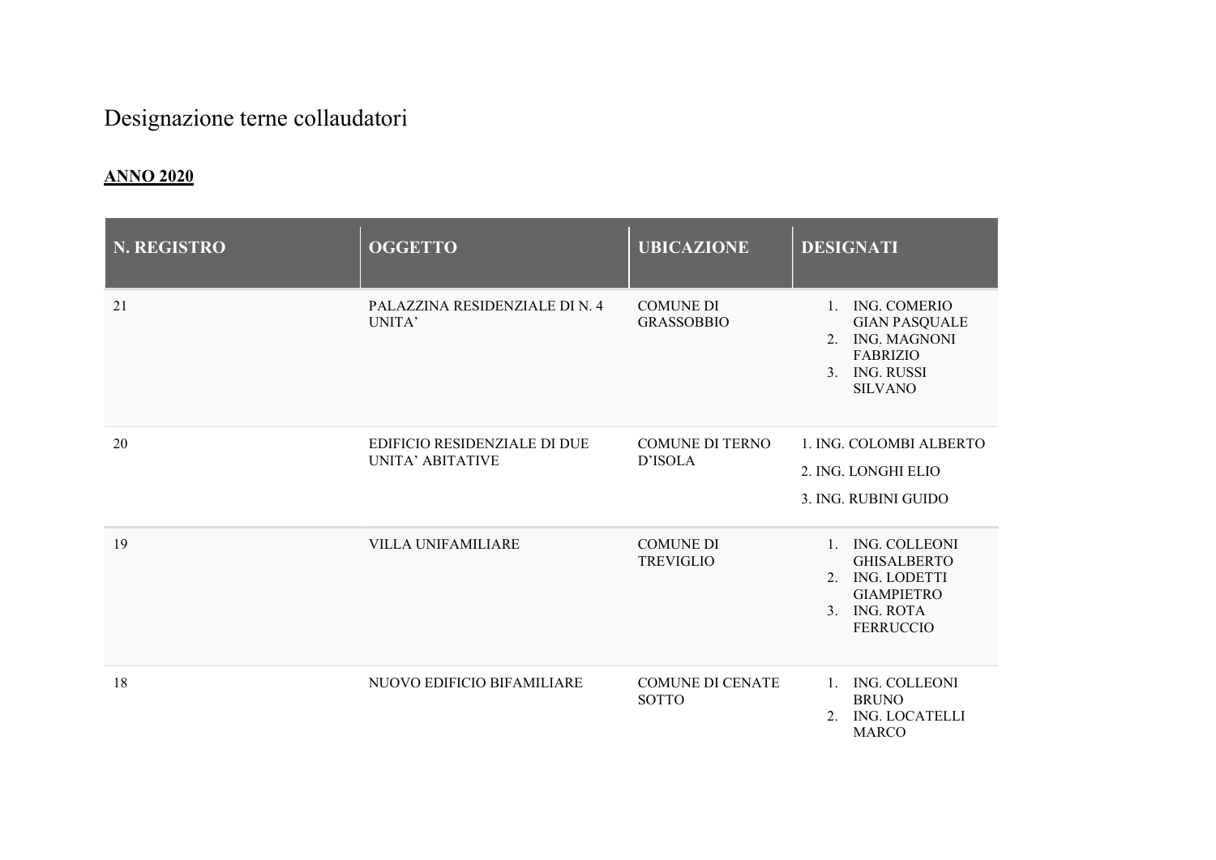# Designazione terne collaudatori

**ANNO 2020**

| N. REGISTRO | OGGETTO | UBICAZIONE | DESIGNATI |
|---|---|---|---|
| 21 | PALAZZINA RESIDENZIALE DI N. 4 UNITA' | COMUNE DI GRASSOBBIO | 1. ING. COMERIO GIAN PASQUALE<br>2. ING. MAGNONI FABRIZIO<br>3. ING. RUSSI SILVANO |
| 20 | EDIFICIO RESIDENZIALE DI DUE UNITA' ABITATIVE | COMUNE DI TERNO D'ISOLA | 1. ING. COLOMBI ALBERTO<br>2. ING. LONGHI ELIO<br>3. ING. RUBINI GUIDO |
| 19 | VILLA UNIFAMILIARE | COMUNE DI TREVIGLIO | 1. ING. COLLEONI GHISALBERTO<br>2. ING. LODETTI GIAMPIETRO<br>3. ING. ROTA FERRUCCIO |
| 18 | NUOVO EDIFICIO BIFAMILIARE | COMUNE DI CENATE SOTTO | 1. ING. COLLEONI BRUNO<br>2. ING. LOCATELLI MARCO |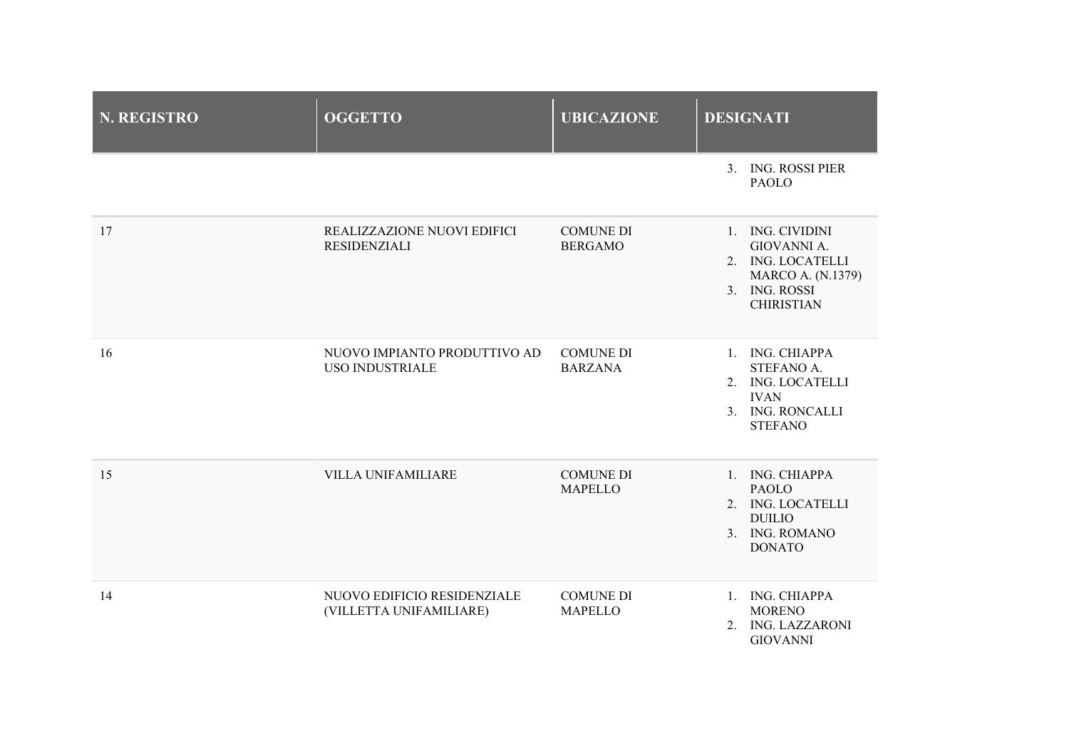| N. REGISTRO | OGGETTO | UBICAZIONE | DESIGNATI |
|---|---|---|---|
| | | | 3. ING. ROSSI PIER PAOLO |
| 17 | REALIZZAZIONE NUOVI EDIFICI RESIDENZIALI | COMUNE DI BERGAMO | 1. ING. CIVIDINI GIOVANNI A.<br>2. ING. LOCATELLI MARCO A. (N.1379)<br>3. ING. ROSSI CHIRISTIAN |
| 16 | NUOVO IMPIANTO PRODUTTIVO AD USO INDUSTRIALE | COMUNE DI BARZANA | 1. ING. CHIAPPA STEFANO A.<br>2. ING. LOCATELLI IVAN<br>3. ING. RONCALLI STEFANO |
| 15 | VILLA UNIFAMILIARE | COMUNE DI MAPELLO | 1. ING. CHIAPPA PAOLO<br>2. ING. LOCATELLI DUILIO<br>3. ING. ROMANO DONATO |
| 14 | NUOVO EDIFICIO RESIDENZIALE (VILLETTA UNIFAMILIARE) | COMUNE DI MAPELLO | 1. ING. CHIAPPA MORENO<br>2. ING. LAZZARONI GIOVANNI |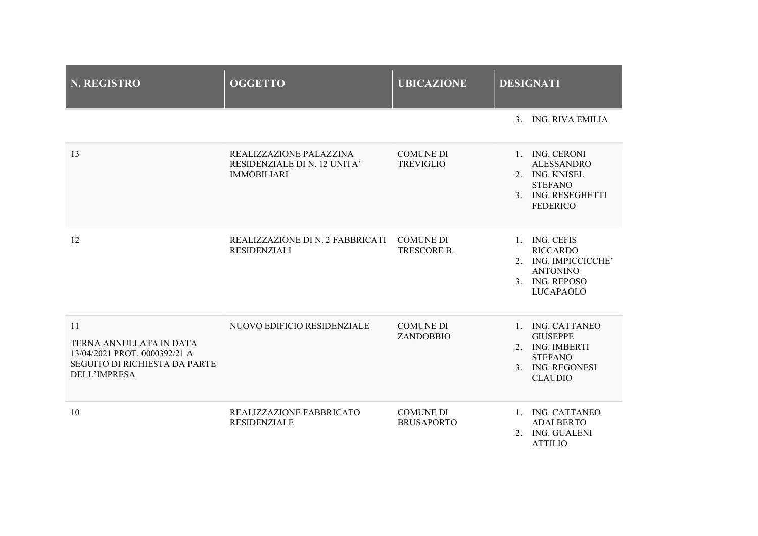| N. REGISTRO | OGGETTO | UBICAZIONE | DESIGNATI |
|---|---|---|---|
| | | | 3. ING. RIVA EMILIA |
| 13 | REALIZZAZIONE PALAZZINA RESIDENZIALE DI N. 12 UNITA' IMMOBILIARI | COMUNE DI TREVIGLIO | 1. ING. CERONI ALESSANDRO<br>2. ING. KNISEL STEFANO<br>3. ING. RESEGHETTI FEDERICO |
| 12 | REALIZZAZIONE DI N. 2 FABBRICATI RESIDENZIALI | COMUNE DI TRESCORE B. | 1. ING. CEFIS RICCARDO<br>2. ING. IMPICCICCHE' ANTONINO<br>3. ING. REPOSO LUCAPAOLO |
| 11<br>TERNA ANNULLATA IN DATA 13/04/2021 PROT. 0000392/21 A SEGUITO DI RICHIESTA DA PARTE DELL'IMPRESA | NUOVO EDIFICIO RESIDENZIALE | COMUNE DI ZANDOBBIO | 1. ING. CATTANEO GIUSEPPE<br>2. ING. IMBERTI STEFANO<br>3. ING. REGONESI CLAUDIO |
| 10 | REALIZZAZIONE FABBRICATO RESIDENZIALE | COMUNE DI BRUSAPORTO | 1. ING. CATTANEO ADALBERTO<br>2. ING. GUALENI ATTILIO |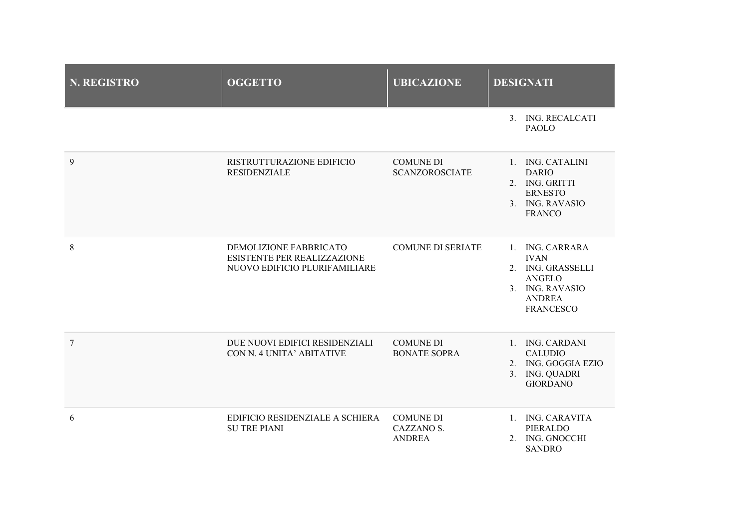| N. REGISTRO | OGGETTO | UBICAZIONE | DESIGNATI |
|---|---|---|---|
| | | | 3. ING. RECALCATI PAOLO |
| 9 | RISTRUTTURAZIONE EDIFICIO RESIDENZIALE | COMUNE DI SCANZOROSCIATE | 1. ING. CATALINI DARIO<br>2. ING. GRITTI ERNESTO<br>3. ING. RAVASIO FRANCO |
| 8 | DEMOLIZIONE FABBRICATO ESISTENTE PER REALIZZAZIONE NUOVO EDIFICIO PLURIFAMILIARE | COMUNE DI SERIATE | 1. ING. CARRARA IVAN<br>2. ING. GRASSELLI ANGELO<br>3. ING. RAVASIO ANDREA FRANCESCO |
| 7 | DUE NUOVI EDIFICI RESIDENZIALI CON N. 4 UNITA' ABITATIVE | COMUNE DI BONATE SOPRA | 1. ING. CARDANI CALUDIO<br>2. ING. GOGGIA EZIO<br>3. ING. QUADRI GIORDANO |
| 6 | EDIFICIO RESIDENZIALE A SCHIERA SU TRE PIANI | COMUNE DI CAZZANO S. ANDREA | 1. ING. CARAVITA PIERALDO<br>2. ING. GNOCCHI SANDRO |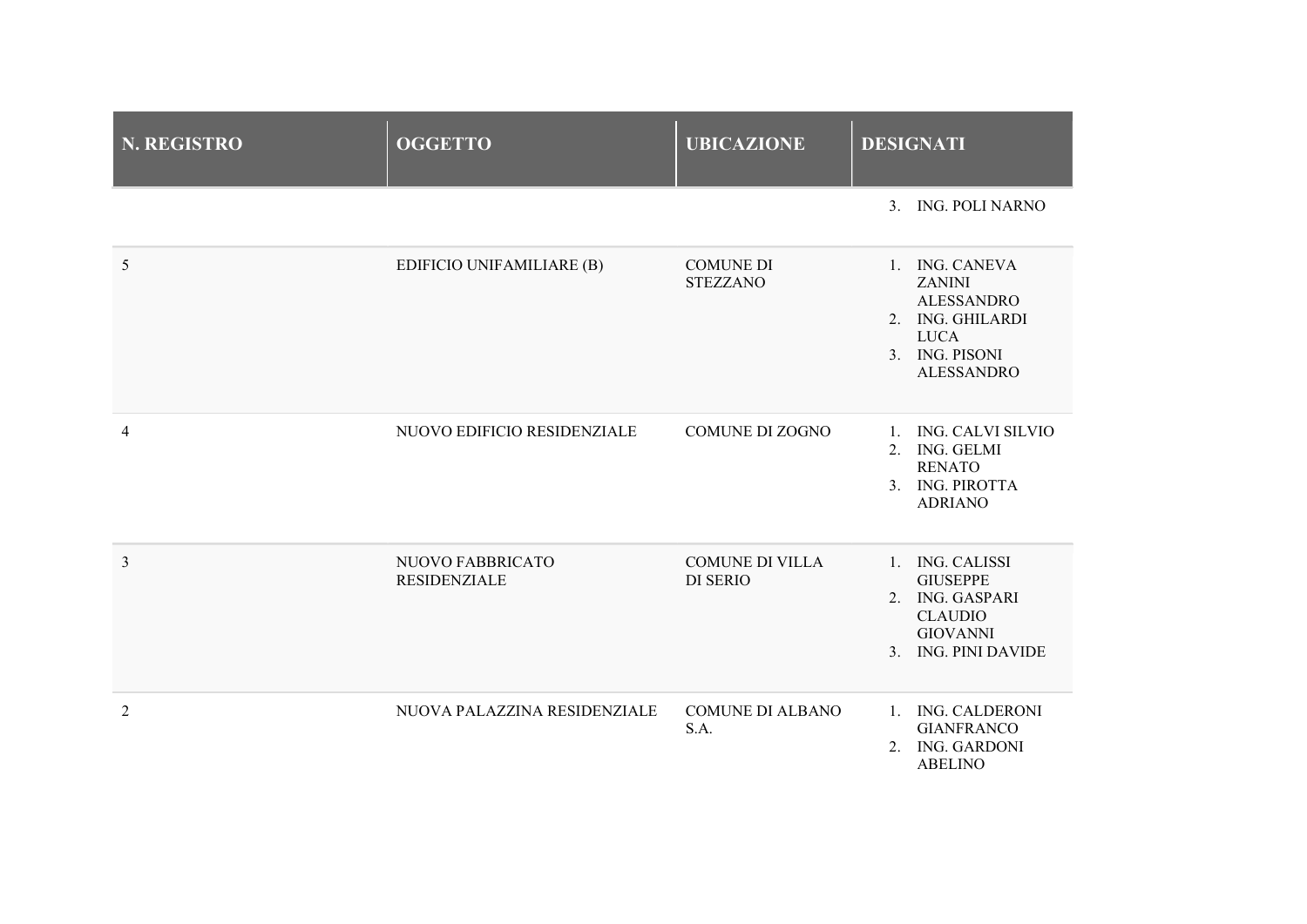| N. REGISTRO | OGGETTO | UBICAZIONE | DESIGNATI |
|---|---|---|---|
| | | | 3. ING. POLI NARNO |
| 5 | EDIFICIO UNIFAMILIARE (B) | COMUNE DI STEZZANO | 1. ING. CANEVA ZANINI ALESSANDRO<br>2. ING. GHILARDI LUCA<br>3. ING. PISONI ALESSANDRO |
| 4 | NUOVO EDIFICIO RESIDENZIALE | COMUNE DI ZOGNO | 1. ING. CALVI SILVIO<br>2. ING. GELMI RENATO<br>3. ING. PIROTTA ADRIANO |
| 3 | NUOVO FABBRICATO RESIDENZIALE | COMUNE DI VILLA DI SERIO | 1. ING. CALISSI GIUSEPPE<br>2. ING. GASPARI CLAUDIO GIOVANNI<br>3. ING. PINI DAVIDE |
| 2 | NUOVA PALAZZINA RESIDENZIALE | COMUNE DI ALBANO S.A. | 1. ING. CALDERONI GIANFRANCO<br>2. ING. GARDONI ABELINO |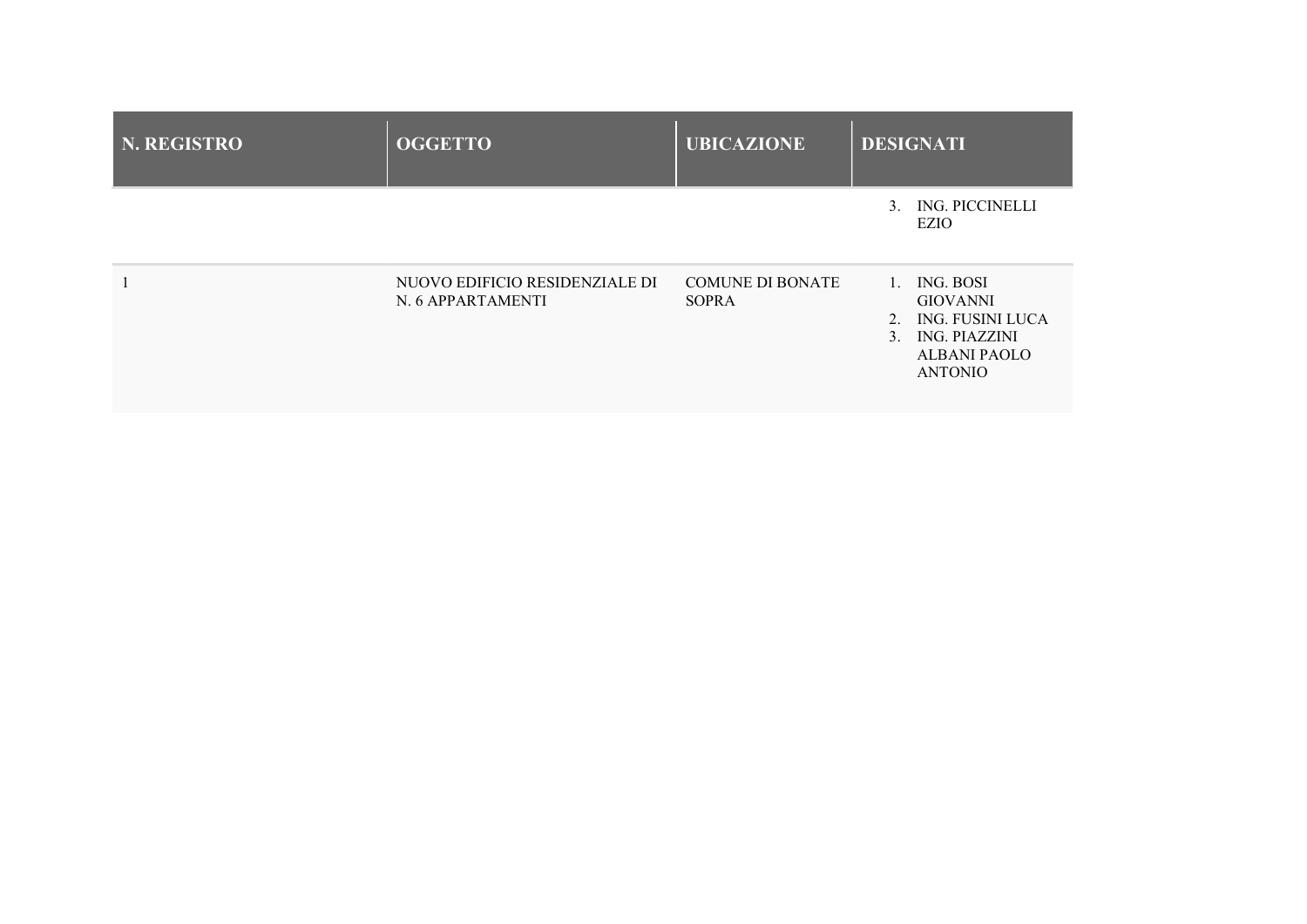| N. REGISTRO | OGGETTO | UBICAZIONE | DESIGNATI |
| --- | --- | --- | --- |
| | | | 3. ING. PICCINELLI EZIO |
| 1 | NUOVO EDIFICIO RESIDENZIALE DI N. 6 APPARTAMENTI | COMUNE DI BONATE SOPRA | 1. ING. BOSI GIOVANNI<br>2. ING. FUSINI LUCA<br>3. ING. PIAZZINI ALBANI PAOLO ANTONIO |